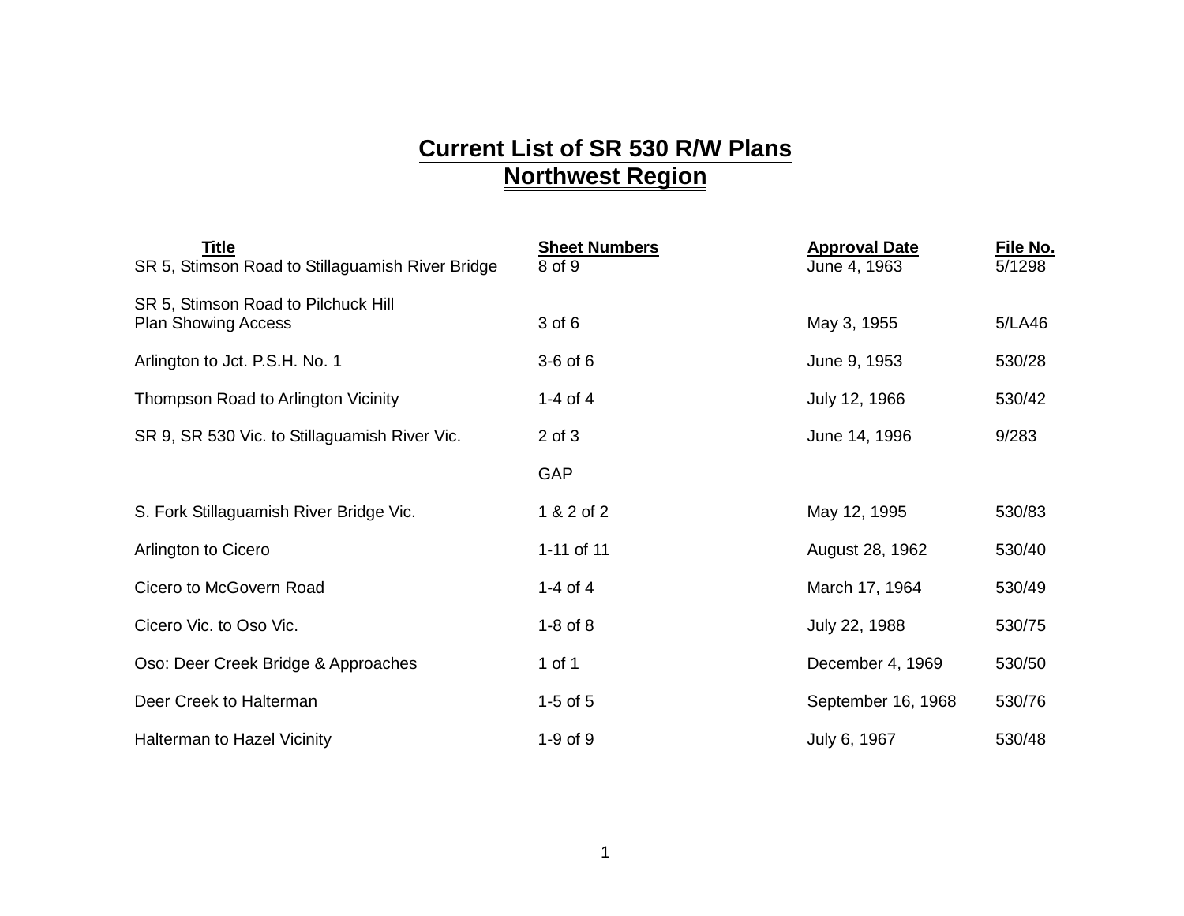# Current List of SR 530 R/W Plans
## Northwest Region

| Title | Sheet Numbers | Approval Date | File No. |
|---|---|---|---|
| SR 5, Stimson Road to Stillaguamish River Bridge | 8 of 9 | June 4, 1963 | 5/1298 |
| SR 5, Stimson Road to Pilchuck Hill Plan Showing Access | 3 of 6 | May 3, 1955 | 5/LA46 |
| Arlington to Jct. P.S.H. No. 1 | 3-6 of 6 | June 9, 1953 | 530/28 |
| Thompson Road to Arlington Vicinity | 1-4 of 4 | July 12, 1966 | 530/42 |
| SR 9, SR 530 Vic. to Stillaguamish River Vic. | 2 of 3 | June 14, 1996 | 9/283 |
| | GAP | | |
| S. Fork Stillaguamish River Bridge Vic. | 1 & 2 of 2 | May 12, 1995 | 530/83 |
| Arlington to Cicero | 1-11 of 11 | August 28, 1962 | 530/40 |
| Cicero to McGovern Road | 1-4 of 4 | March 17, 1964 | 530/49 |
| Cicero Vic. to Oso Vic. | 1-8 of 8 | July 22, 1988 | 530/75 |
| Oso: Deer Creek Bridge & Approaches | 1 of 1 | December 4, 1969 | 530/50 |
| Deer Creek to Halterman | 1-5 of 5 | September 16, 1968 | 530/76 |
| Halterman to Hazel Vicinity | 1-9 of 9 | July 6, 1967 | 530/48 |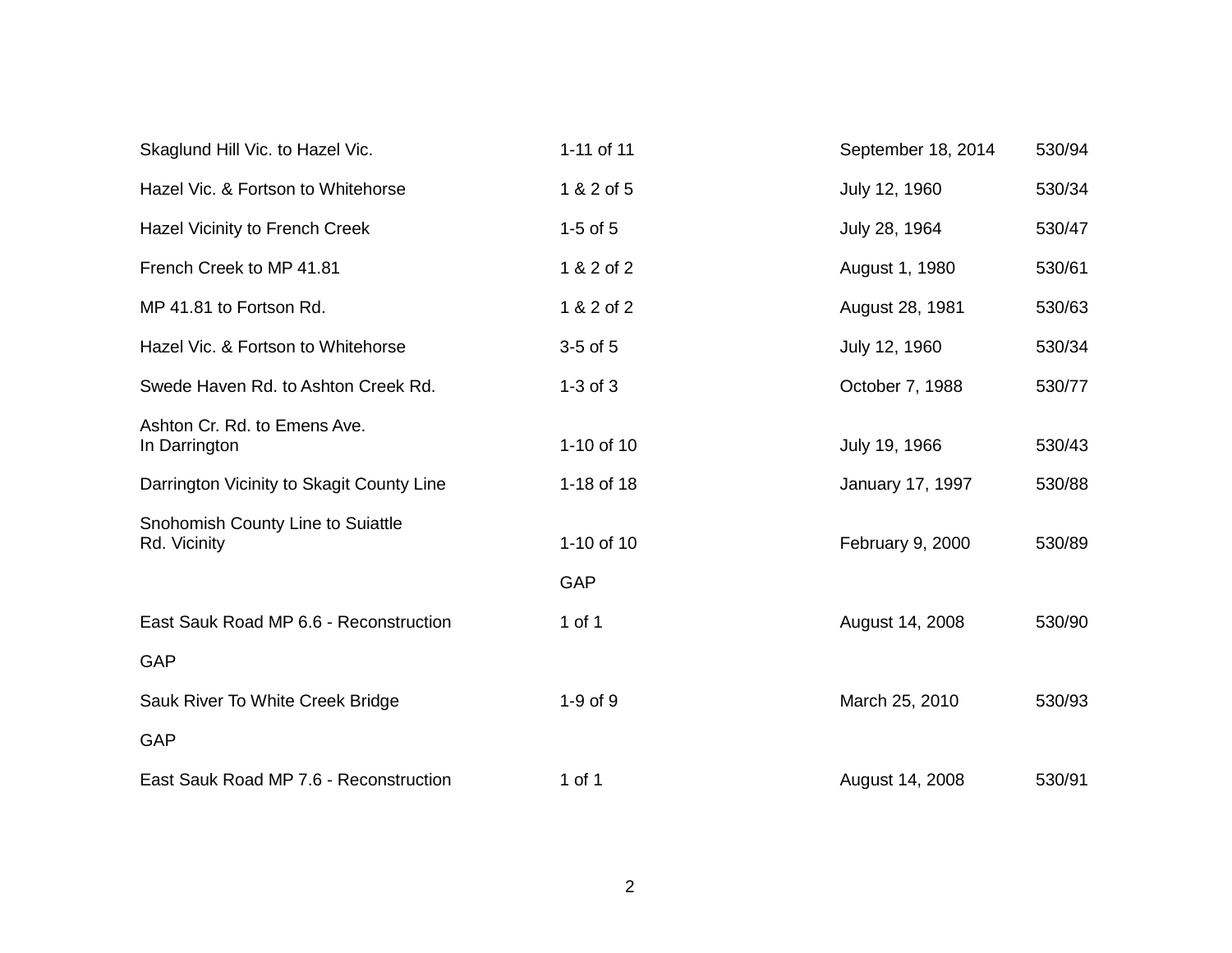| | | | |
|---|---|---|---|
| Skaglund Hill Vic. to Hazel Vic. | 1-11 of 11 | September 18, 2014 | 530/94 |
| Hazel Vic. & Fortson to Whitehorse | 1 & 2 of 5 | July 12, 1960 | 530/34 |
| Hazel Vicinity to French Creek | 1-5 of 5 | July 28, 1964 | 530/47 |
| French Creek to MP 41.81 | 1 & 2 of 2 | August 1, 1980 | 530/61 |
| MP 41.81 to Fortson Rd. | 1 & 2 of 2 | August 28, 1981 | 530/63 |
| Hazel Vic. & Fortson to Whitehorse | 3-5 of 5 | July 12, 1960 | 530/34 |
| Swede Haven Rd. to Ashton Creek Rd. | 1-3 of 3 | October 7, 1988 | 530/77 |
| Ashton Cr. Rd. to Emens Ave. In Darrington | 1-10 of 10 | July 19, 1966 | 530/43 |
| Darrington Vicinity to Skagit County Line | 1-18 of 18 | January 17, 1997 | 530/88 |
| Snohomish County Line to Suiattle Rd. Vicinity | 1-10 of 10 | February 9, 2000 | 530/89 |
| | GAP | | |
| East Sauk Road MP 6.6 - Reconstruction | 1 of 1 | August 14, 2008 | 530/90 |
| GAP | | | |
| Sauk River To White Creek Bridge | 1-9 of 9 | March 25, 2010 | 530/93 |
| GAP | | | |
| East Sauk Road MP 7.6 - Reconstruction | 1 of 1 | August 14, 2008 | 530/91 |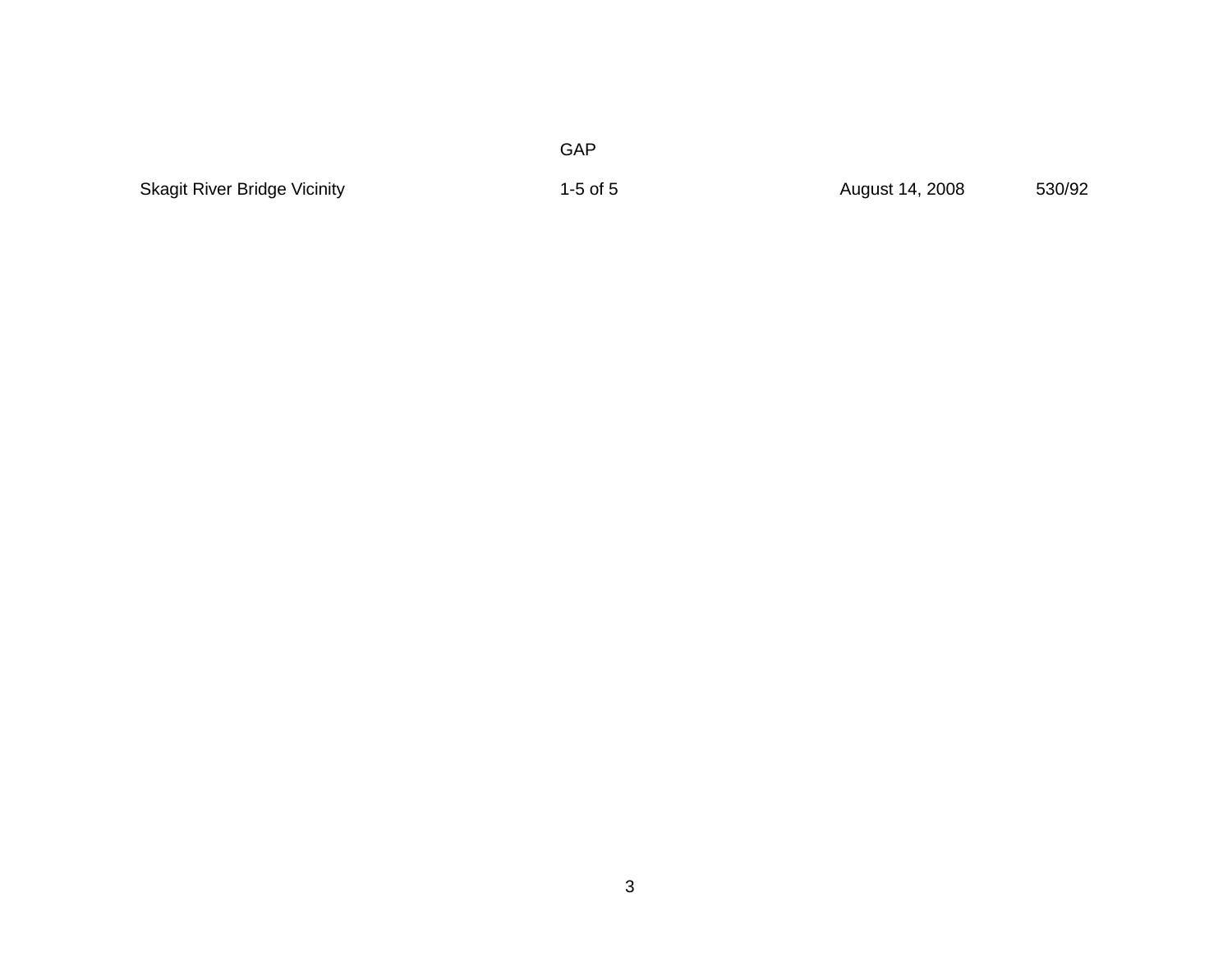| | | | |
|---|---|---|---|
| | GAP | | |
| Skagit River Bridge Vicinity | 1-5 of 5 | August 14, 2008 | 530/92 |